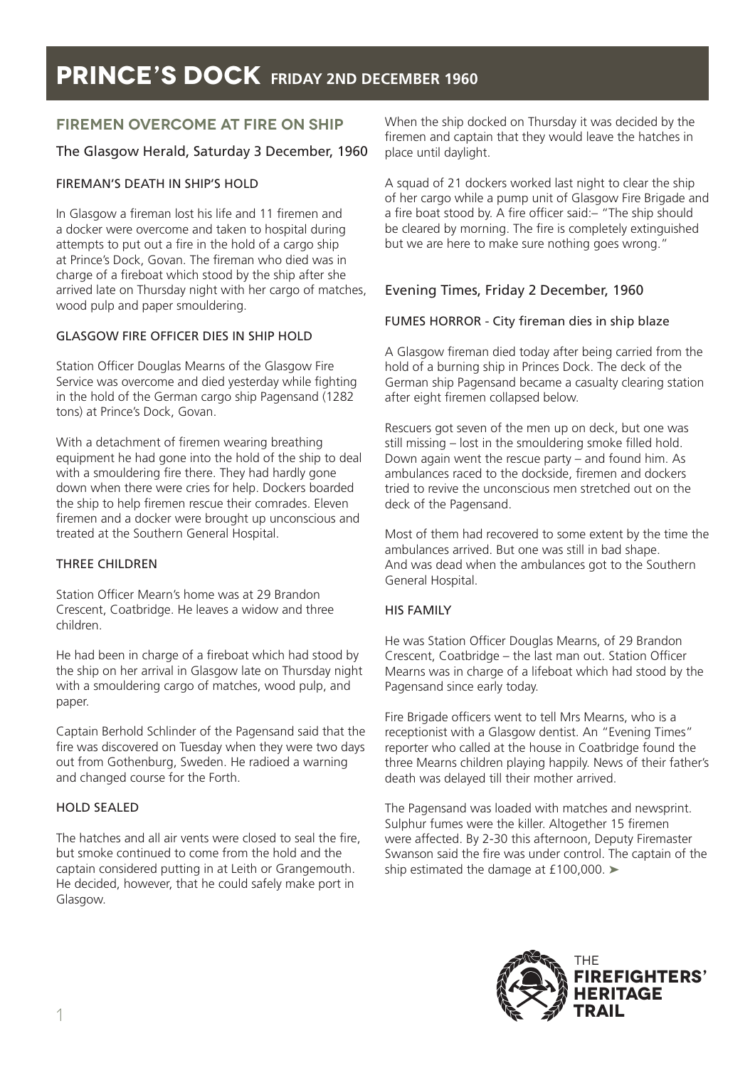# PRINCE'S DOCK FRIDAY 2ND DECEMBER 1960

## FIREMEN OVERCOME AT FIRE ON SHIP

### The Glasgow Herald, Saturday 3 December, 1960

#### FIREMAN'S DEATH IN SHIP'S HOLD

In Glasgow a fireman lost his life and 11 firemen and a docker were overcome and taken to hospital during attempts to put out a fire in the hold of a cargo ship at Prince's Dock, Govan. The fireman who died was in charge of a fireboat which stood by the ship after she arrived late on Thursday night with her cargo of matches, wood pulp and paper smouldering.

#### GLASGOW FIRE OFFICER DIES IN SHIP HOLD

Station Officer Douglas Mearns of the Glasgow Fire Service was overcome and died yesterday while fighting in the hold of the German cargo ship Pagensand (1282 tons) at Prince's Dock, Govan.

With a detachment of firemen wearing breathing equipment he had gone into the hold of the ship to deal with a smouldering fire there. They had hardly gone down when there were cries for help. Dockers boarded the ship to help firemen rescue their comrades. Eleven firemen and a docker were brought up unconscious and treated at the Southern General Hospital.

#### THREE CHILDREN

Station Officer Mearn's home was at 29 Brandon Crescent, Coatbridge. He leaves a widow and three children.

He had been in charge of a fireboat which had stood by the ship on her arrival in Glasgow late on Thursday night with a smouldering cargo of matches, wood pulp, and paper.

Captain Berhold Schlinder of the Pagensand said that the fire was discovered on Tuesday when they were two days out from Gothenburg, Sweden. He radioed a warning and changed course for the Forth.

#### HOLD SEALED

The hatches and all air vents were closed to seal the fire, but smoke continued to come from the hold and the captain considered putting in at Leith or Grangemouth. He decided, however, that he could safely make port in Glasgow.

When the ship docked on Thursday it was decided by the firemen and captain that they would leave the hatches in place until daylight.

A squad of 21 dockers worked last night to clear the ship of her cargo while a pump unit of Glasgow Fire Brigade and a fire boat stood by. A fire officer said:– "The ship should be cleared by morning. The fire is completely extinguished but we are here to make sure nothing goes wrong."

### Evening Times, Friday 2 December, 1960

#### FUMES HORROR - City fireman dies in ship blaze

A Glasgow fireman died today after being carried from the hold of a burning ship in Princes Dock. The deck of the German ship Pagensand became a casualty clearing station after eight firemen collapsed below.

Rescuers got seven of the men up on deck, but one was still missing – lost in the smouldering smoke filled hold. Down again went the rescue party – and found him. As ambulances raced to the dockside, firemen and dockers tried to revive the unconscious men stretched out on the deck of the Pagensand.

Most of them had recovered to some extent by the time the ambulances arrived. But one was still in bad shape. And was dead when the ambulances got to the Southern General Hospital.

#### HIS FAMILY

He was Station Officer Douglas Mearns, of 29 Brandon Crescent, Coatbridge – the last man out. Station Officer Mearns was in charge of a lifeboat which had stood by the Pagensand since early today.

Fire Brigade officers went to tell Mrs Mearns, who is a receptionist with a Glasgow dentist. An "Evening Times" reporter who called at the house in Coatbridge found the three Mearns children playing happily. News of their father's death was delayed till their mother arrived.

The Pagensand was loaded with matches and newsprint. Sulphur fumes were the killer. Altogether 15 firemen were affected. By 2-30 this afternoon, Deputy Firemaster Swanson said the fire was under control. The captain of the ship estimated the damage at £100,000. ➤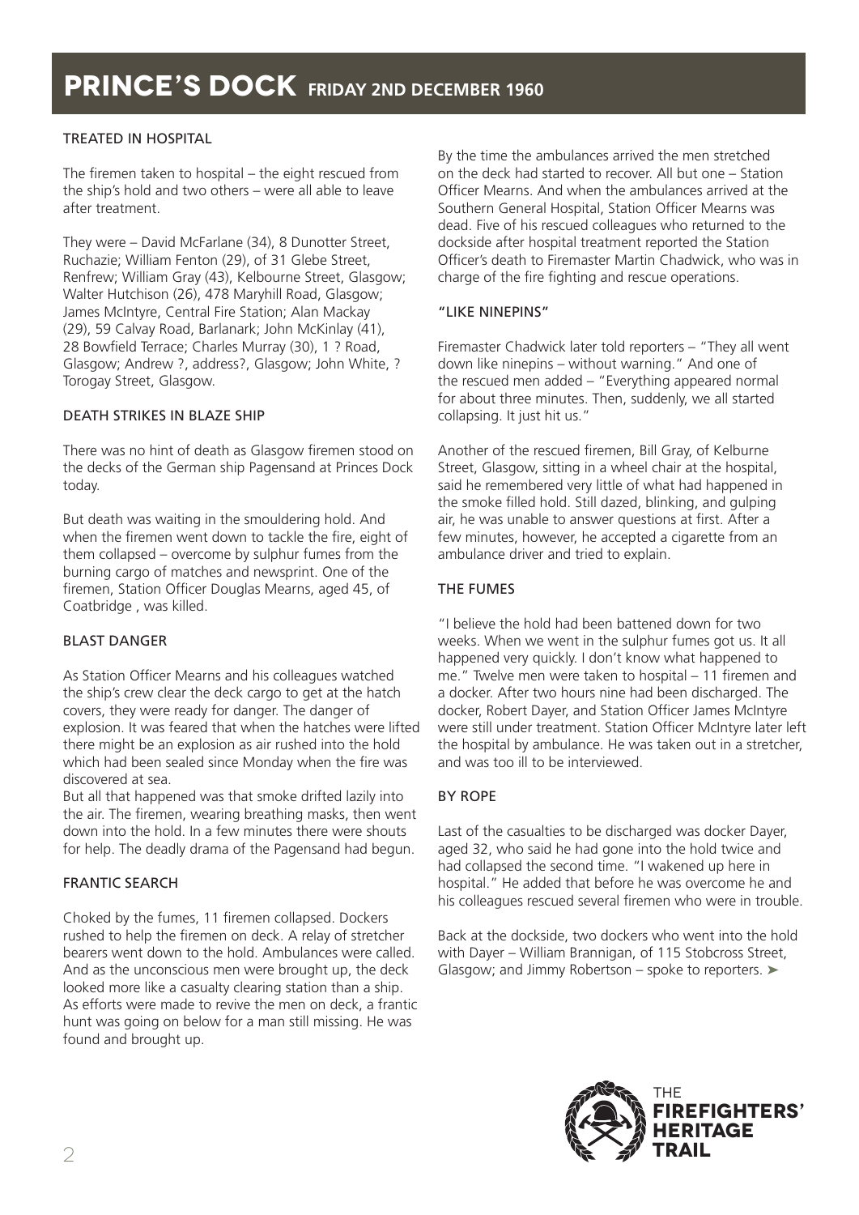# PRINCE'S DOCK FRIDAY 2ND DECEMBER 1960

## TREATED IN HOSPITAL

The firemen taken to hospital – the eight rescued from the ship's hold and two others – were all able to leave after treatment.

They were – David McFarlane (34), 8 Dunotter Street, Ruchazie; William Fenton (29), of 31 Glebe Street, Renfrew; William Gray (43), Kelbourne Street, Glasgow; Walter Hutchison (26), 478 Maryhill Road, Glasgow; James McIntyre, Central Fire Station; Alan Mackay (29), 59 Calvay Road, Barlanark; John McKinlay (41), 28 Bowfield Terrace; Charles Murray (30), 1 ? Road, Glasgow; Andrew ?, address?, Glasgow; John White, ? Torogay Street, Glasgow.

## DEATH STRIKES IN BLAZE SHIP

There was no hint of death as Glasgow firemen stood on the decks of the German ship Pagensand at Princes Dock today.

But death was waiting in the smouldering hold. And when the firemen went down to tackle the fire, eight of them collapsed – overcome by sulphur fumes from the burning cargo of matches and newsprint. One of the firemen, Station Officer Douglas Mearns, aged 45, of Coatbridge , was killed.

## BLAST DANGER

As Station Officer Mearns and his colleagues watched the ship's crew clear the deck cargo to get at the hatch covers, they were ready for danger. The danger of explosion. It was feared that when the hatches were lifted there might be an explosion as air rushed into the hold which had been sealed since Monday when the fire was discovered at sea.

But all that happened was that smoke drifted lazily into the air. The firemen, wearing breathing masks, then went down into the hold. In a few minutes there were shouts for help. The deadly drama of the Pagensand had begun.

## FRANTIC SEARCH

Choked by the fumes, 11 firemen collapsed. Dockers rushed to help the firemen on deck. A relay of stretcher bearers went down to the hold. Ambulances were called. And as the unconscious men were brought up, the deck looked more like a casualty clearing station than a ship. As efforts were made to revive the men on deck, a frantic hunt was going on below for a man still missing. He was found and brought up.

By the time the ambulances arrived the men stretched on the deck had started to recover. All but one – Station Officer Mearns. And when the ambulances arrived at the Southern General Hospital, Station Officer Mearns was dead. Five of his rescued colleagues who returned to the dockside after hospital treatment reported the Station Officer's death to Firemaster Martin Chadwick, who was in charge of the fire fighting and rescue operations.

## "LIKE NINEPINS"

Firemaster Chadwick later told reporters – "They all went down like ninepins – without warning." And one of the rescued men added – "Everything appeared normal for about three minutes. Then, suddenly, we all started collapsing. It just hit us."

Another of the rescued firemen, Bill Gray, of Kelburne Street, Glasgow, sitting in a wheel chair at the hospital, said he remembered very little of what had happened in the smoke filled hold. Still dazed, blinking, and gulping air, he was unable to answer questions at first. After a few minutes, however, he accepted a cigarette from an ambulance driver and tried to explain.

## THE FUMES

"I believe the hold had been battened down for two weeks. When we went in the sulphur fumes got us. It all happened very quickly. I don't know what happened to me." Twelve men were taken to hospital – 11 firemen and a docker. After two hours nine had been discharged. The docker, Robert Dayer, and Station Officer James McIntyre were still under treatment. Station Officer McIntyre later left the hospital by ambulance. He was taken out in a stretcher, and was too ill to be interviewed.

## BY ROPE

Last of the casualties to be discharged was docker Dayer, aged 32, who said he had gone into the hold twice and had collapsed the second time. "I wakened up here in hospital." He added that before he was overcome he and his colleagues rescued several firemen who were in trouble.

Back at the dockside, two dockers who went into the hold with Dayer – William Brannigan, of 115 Stobcross Street, Glasgow; and Jimmy Robertson – spoke to reporters. ➤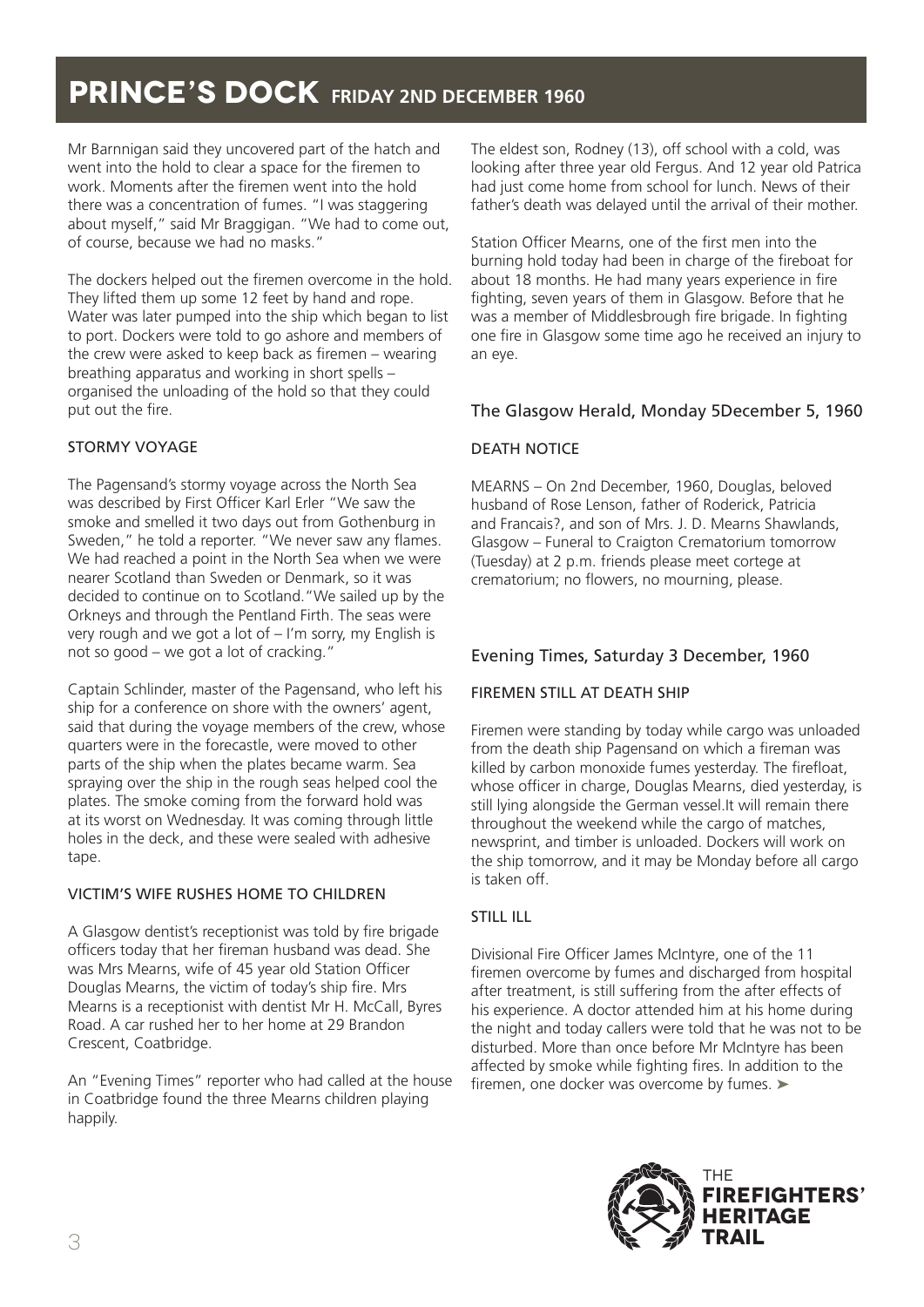# PRINCE'S DOCK FRIDAY 2ND DECEMBER 1960

Mr Barnnigan said they uncovered part of the hatch and went into the hold to clear a space for the firemen to work. Moments after the firemen went into the hold there was a concentration of fumes. "I was staggering about myself," said Mr Braggigan. "We had to come out, of course, because we had no masks."

The dockers helped out the firemen overcome in the hold. They lifted them up some 12 feet by hand and rope. Water was later pumped into the ship which began to list to port. Dockers were told to go ashore and members of the crew were asked to keep back as firemen – wearing breathing apparatus and working in short spells – organised the unloading of the hold so that they could put out the fire.

### STORMY VOYAGE

The Pagensand's stormy voyage across the North Sea was described by First Officer Karl Erler "We saw the smoke and smelled it two days out from Gothenburg in Sweden," he told a reporter. "We never saw any flames. We had reached a point in the North Sea when we were nearer Scotland than Sweden or Denmark, so it was decided to continue on to Scotland."We sailed up by the Orkneys and through the Pentland Firth. The seas were very rough and we got a lot of – I'm sorry, my English is not so good – we got a lot of cracking."

Captain Schlinder, master of the Pagensand, who left his ship for a conference on shore with the owners' agent, said that during the voyage members of the crew, whose quarters were in the forecastle, were moved to other parts of the ship when the plates became warm. Sea spraying over the ship in the rough seas helped cool the plates. The smoke coming from the forward hold was at its worst on Wednesday. It was coming through little holes in the deck, and these were sealed with adhesive tape.

### VICTIM'S WIFE RUSHES HOME TO CHILDREN

A Glasgow dentist's receptionist was told by fire brigade officers today that her fireman husband was dead. She was Mrs Mearns, wife of 45 year old Station Officer Douglas Mearns, the victim of today's ship fire. Mrs Mearns is a receptionist with dentist Mr H. McCall, Byres Road. A car rushed her to her home at 29 Brandon Crescent, Coatbridge.

An "Evening Times" reporter who had called at the house in Coatbridge found the three Mearns children playing happily.

The eldest son, Rodney (13), off school with a cold, was looking after three year old Fergus. And 12 year old Patrica had just come home from school for lunch. News of their father's death was delayed until the arrival of their mother.

Station Officer Mearns, one of the first men into the burning hold today had been in charge of the fireboat for about 18 months. He had many years experience in fire fighting, seven years of them in Glasgow. Before that he was a member of Middlesbrough fire brigade. In fighting one fire in Glasgow some time ago he received an injury to an eye.

## The Glasgow Herald, Monday 5December 5, 1960

### DEATH NOTICE

MEARNS – On 2nd December, 1960, Douglas, beloved husband of Rose Lenson, father of Roderick, Patricia and Francais?, and son of Mrs. J. D. Mearns Shawlands, Glasgow – Funeral to Craigton Crematorium tomorrow (Tuesday) at 2 p.m. friends please meet cortege at crematorium; no flowers, no mourning, please.

## Evening Times, Saturday 3 December, 1960

### FIREMEN STILL AT DEATH SHIP

Firemen were standing by today while cargo was unloaded from the death ship Pagensand on which a fireman was killed by carbon monoxide fumes yesterday. The firefloat, whose officer in charge, Douglas Mearns, died yesterday, is still lying alongside the German vessel.It will remain there throughout the weekend while the cargo of matches, newsprint, and timber is unloaded. Dockers will work on the ship tomorrow, and it may be Monday before all cargo is taken off.

### STILL ILL

Divisional Fire Officer James McIntyre, one of the 11 firemen overcome by fumes and discharged from hospital after treatment, is still suffering from the after effects of his experience. A doctor attended him at his home during the night and today callers were told that he was not to be disturbed. More than once before Mr McIntyre has been affected by smoke while fighting fires. In addition to the firemen, one docker was overcome by fumes. ➤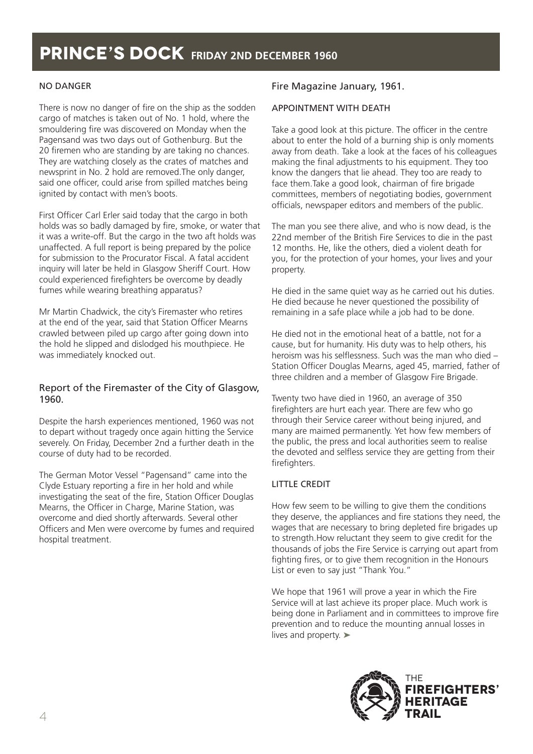# PRINCE'S DOCK FRIDAY 2ND DECEMBER 1960

NO DANGER

There is now no danger of fire on the ship as the sodden cargo of matches is taken out of No. 1 hold, where the smouldering fire was discovered on Monday when the Pagensand was two days out of Gothenburg. But the 20 firemen who are standing by are taking no chances. They are watching closely as the crates of matches and newsprint in No. 2 hold are removed.The only danger, said one officer, could arise from spilled matches being ignited by contact with men's boots.

First Officer Carl Erler said today that the cargo in both holds was so badly damaged by fire, smoke, or water that it was a write-off. But the cargo in the two aft holds was unaffected. A full report is being prepared by the police for submission to the Procurator Fiscal. A fatal accident inquiry will later be held in Glasgow Sheriff Court. How could experienced firefighters be overcome by deadly fumes while wearing breathing apparatus?

Mr Martin Chadwick, the city's Firemaster who retires at the end of the year, said that Station Officer Mearns crawled between piled up cargo after going down into the hold he slipped and dislodged his mouthpiece. He was immediately knocked out.

## Report of the Firemaster of the City of Glasgow, 1960.

Despite the harsh experiences mentioned, 1960 was not to depart without tragedy once again hitting the Service severely. On Friday, December 2nd a further death in the course of duty had to be recorded.

The German Motor Vessel "Pagensand" came into the Clyde Estuary reporting a fire in her hold and while investigating the seat of the fire, Station Officer Douglas Mearns, the Officer in Charge, Marine Station, was overcome and died shortly afterwards. Several other Officers and Men were overcome by fumes and required hospital treatment.

## Fire Magazine January, 1961.

APPOINTMENT WITH DEATH

Take a good look at this picture. The officer in the centre about to enter the hold of a burning ship is only moments away from death. Take a look at the faces of his colleagues making the final adjustments to his equipment. They too know the dangers that lie ahead. They too are ready to face them.Take a good look, chairman of fire brigade committees, members of negotiating bodies, government officials, newspaper editors and members of the public.

The man you see there alive, and who is now dead, is the 22nd member of the British Fire Services to die in the past 12 months. He, like the others, died a violent death for you, for the protection of your homes, your lives and your property.

He died in the same quiet way as he carried out his duties. He died because he never questioned the possibility of remaining in a safe place while a job had to be done.

He died not in the emotional heat of a battle, not for a cause, but for humanity. His duty was to help others, his heroism was his selflessness. Such was the man who died – Station Officer Douglas Mearns, aged 45, married, father of three children and a member of Glasgow Fire Brigade.

Twenty two have died in 1960, an average of 350 firefighters are hurt each year. There are few who go through their Service career without being injured, and many are maimed permanently. Yet how few members of the public, the press and local authorities seem to realise the devoted and selfless service they are getting from their firefighters.

LITTLE CREDIT

How few seem to be willing to give them the conditions they deserve, the appliances and fire stations they need, the wages that are necessary to bring depleted fire brigades up to strength.How reluctant they seem to give credit for the thousands of jobs the Fire Service is carrying out apart from fighting fires, or to give them recognition in the Honours List or even to say just "Thank You."

We hope that 1961 will prove a year in which the Fire Service will at last achieve its proper place. Much work is being done in Parliament and in committees to improve fire prevention and to reduce the mounting annual losses in lives and property. ➤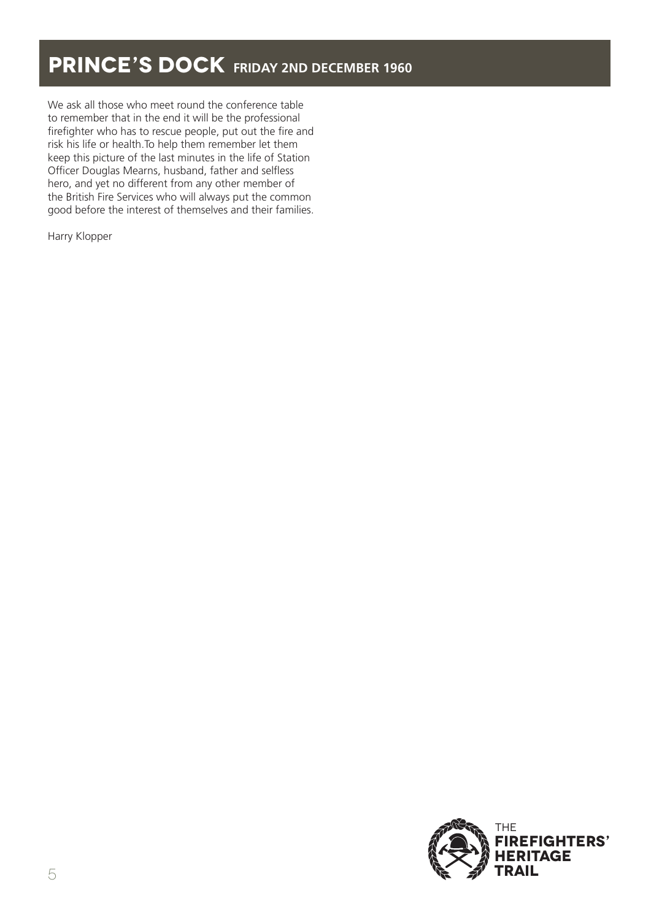# PRINCE'S DOCK FRIDAY 2ND DECEMBER 1960

We ask all those who meet round the conference table to remember that in the end it will be the professional firefighter who has to rescue people, put out the fire and risk his life or health.To help them remember let them keep this picture of the last minutes in the life of Station Officer Douglas Mearns, husband, father and selfless hero, and yet no different from any other member of the British Fire Services who will always put the common good before the interest of themselves and their families.

Harry Klopper

THE **FIREFIGHTERS' HERITAGE TRAIL**